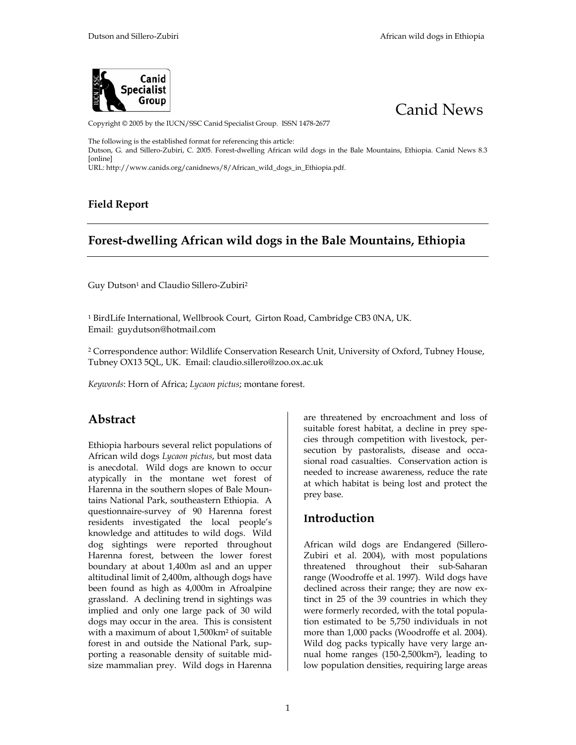Canid News

Copyright © 2005 by the IUCN/SSC Canid Specialist Group. ISSN 1478-2677

The following is the established format for referencing this article:
Dutson, G. and Sillero-Zubiri, C. 2005. Forest-dwelling African wild dogs in the Bale Mountains, Ethiopia. Canid News 8.3 [online]
URL: http://www.canids.org/canidnews/8/African_wild_dogs_in_Ethiopia.pdf.

**Field Report**

# Forest-dwelling African wild dogs in the Bale Mountains, Ethiopia

Guy Dutson[1] and Claudio Sillero-Zubiri[2]

[1] BirdLife International, Wellbrook Court, Girton Road, Cambridge CB3 0NA, UK. Email: guydutson@hotmail.com

[2] Correspondence author: Wildlife Conservation Research Unit, University of Oxford, Tubney House, Tubney OX13 5QL, UK. Email: claudio.sillero@zoo.ox.ac.uk

*Keywords*: Horn of Africa; *Lycaon pictus*; montane forest.

## Abstract

Ethiopia harbours several relict populations of African wild dogs *Lycaon pictus*, but most data is anecdotal. Wild dogs are known to occur atypically in the montane wet forest of Harenna in the southern slopes of Bale Mountains National Park, southeastern Ethiopia. A questionnaire-survey of 90 Harenna forest residents investigated the local people's knowledge and attitudes to wild dogs. Wild dog sightings were reported throughout Harenna forest, between the lower forest boundary at about 1,400m asl and an upper altitudinal limit of 2,400m, although dogs have been found as high as 4,000m in Afroalpine grassland. A declining trend in sightings was implied and only one large pack of 30 wild dogs may occur in the area. This is consistent with a maximum of about 1,500km² of suitable forest in and outside the National Park, supporting a reasonable density of suitable mid-size mammalian prey. Wild dogs in Harenna are threatened by encroachment and loss of suitable forest habitat, a decline in prey species through competition with livestock, persecution by pastoralists, disease and occasional road casualties. Conservation action is needed to increase awareness, reduce the rate at which habitat is being lost and protect the prey base.

## Introduction

African wild dogs are Endangered (Sillero-Zubiri et al. 2004), with most populations threatened throughout their sub-Saharan range (Woodroffe et al. 1997). Wild dogs have declined across their range; they are now extinct in 25 of the 39 countries in which they were formerly recorded, with the total population estimated to be 5,750 individuals in not more than 1,000 packs (Woodroffe et al. 2004). Wild dog packs typically have very large annual home ranges (150-2,500km²), leading to low population densities, requiring large areas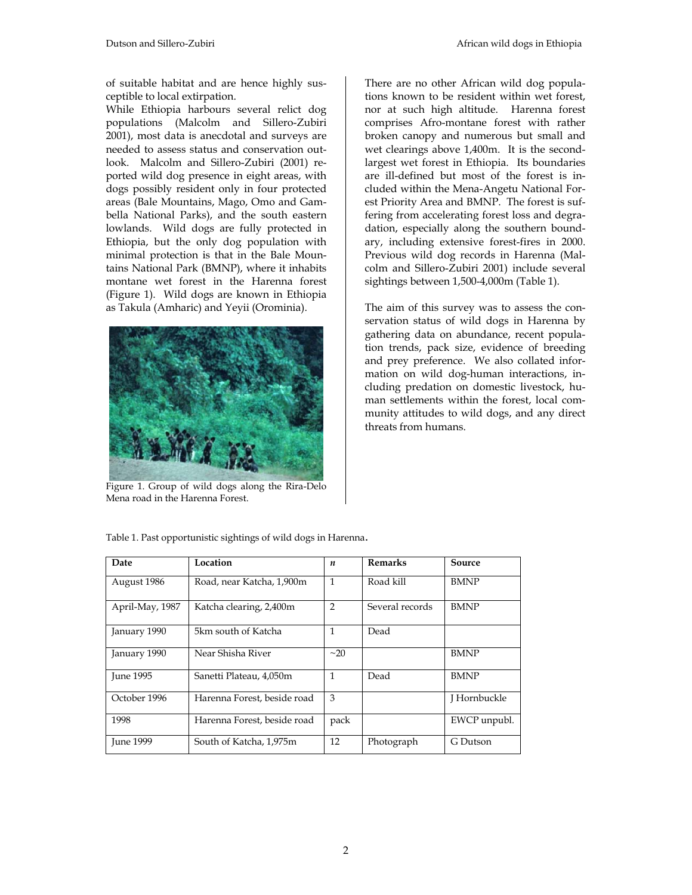of suitable habitat and are hence highly susceptible to local extirpation.

While Ethiopia harbours several relict dog populations (Malcolm and Sillero-Zubiri 2001), most data is anecdotal and surveys are needed to assess status and conservation outlook. Malcolm and Sillero-Zubiri (2001) reported wild dog presence in eight areas, with dogs possibly resident only in four protected areas (Bale Mountains, Mago, Omo and Gambella National Parks), and the south eastern lowlands. Wild dogs are fully protected in Ethiopia, but the only dog population with minimal protection is that in the Bale Mountains National Park (BMNP), where it inhabits montane wet forest in the Harenna forest (Figure 1). Wild dogs are known in Ethiopia as Takula (Amharic) and Yeyii (Orominia).

Figure 1. Group of wild dogs along the Rira-Delo Mena road in the Harenna Forest.

There are no other African wild dog populations known to be resident within wet forest, nor at such high altitude. Harenna forest comprises Afro-montane forest with rather broken canopy and numerous but small and wet clearings above 1,400m. It is the second-largest wet forest in Ethiopia. Its boundaries are ill-defined but most of the forest is included within the Mena-Angetu National Forest Priority Area and BMNP. The forest is suffering from accelerating forest loss and degradation, especially along the southern boundary, including extensive forest-fires in 2000. Previous wild dog records in Harenna (Malcolm and Sillero-Zubiri 2001) include several sightings between 1,500-4,000m (Table 1).

The aim of this survey was to assess the conservation status of wild dogs in Harenna by gathering data on abundance, recent population trends, pack size, evidence of breeding and prey preference. We also collated information on wild dog-human interactions, including predation on domestic livestock, human settlements within the forest, local community attitudes to wild dogs, and any direct threats from humans.

Table 1. Past opportunistic sightings of wild dogs in Harenna.

| Date | Location | *n* | Remarks | Source |
|---|---|---|---|---|
| August 1986 | Road, near Katcha, 1,900m | 1 | Road kill | BMNP |
| April-May, 1987 | Katcha clearing, 2,400m | 2 | Several records | BMNP |
| January 1990 | 5km south of Katcha | 1 | Dead | |
| January 1990 | Near Shisha River | ~20 | | BMNP |
| June 1995 | Sanetti Plateau, 4,050m | 1 | Dead | BMNP |
| October 1996 | Harenna Forest, beside road | 3 | | J Hornbuckle |
| 1998 | Harenna Forest, beside road | pack | | EWCP unpubl. |
| June 1999 | South of Katcha, 1,975m | 12 | Photograph | G Dutson |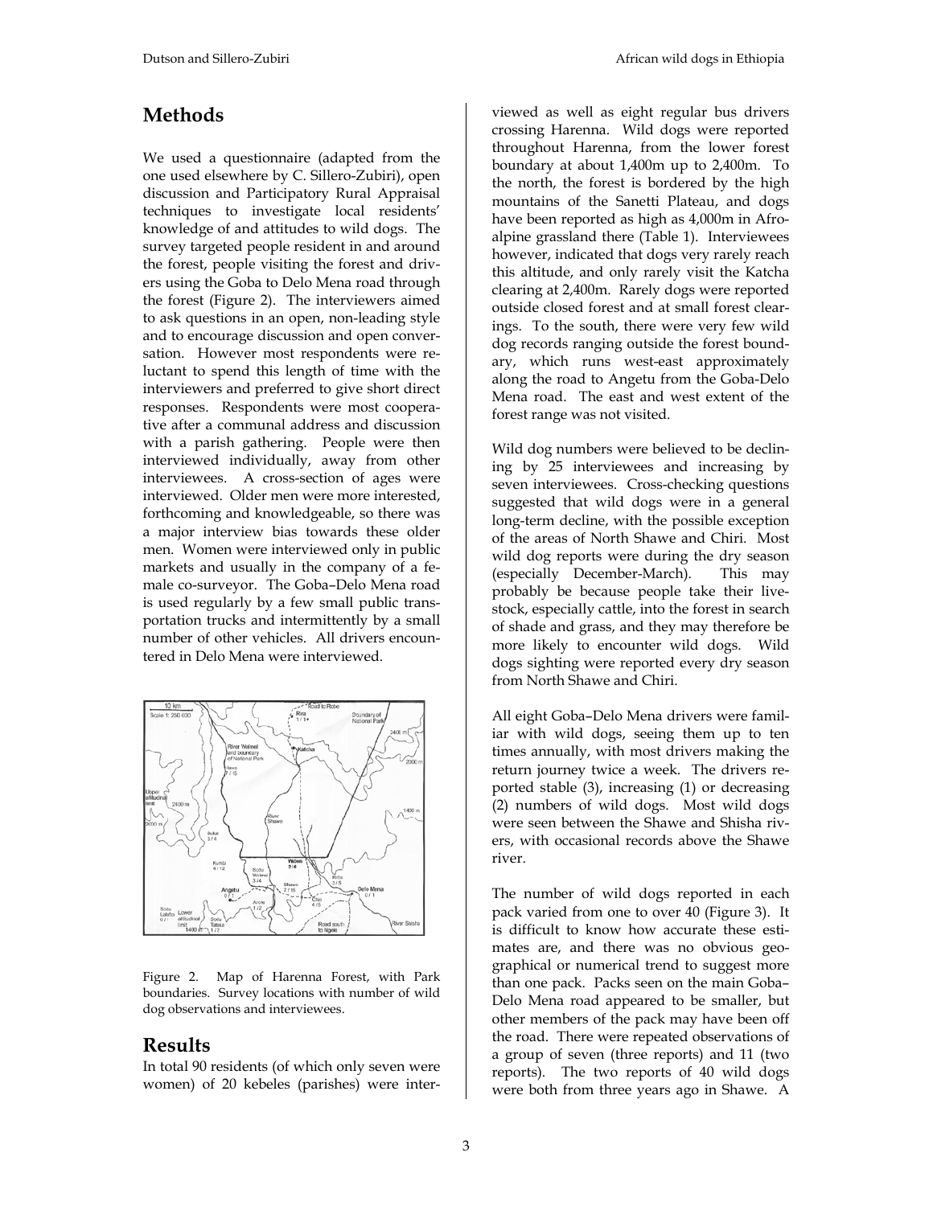## Methods

We used a questionnaire (adapted from the one used elsewhere by C. Sillero-Zubiri), open discussion and Participatory Rural Appraisal techniques to investigate local residents' knowledge of and attitudes to wild dogs. The survey targeted people resident in and around the forest, people visiting the forest and drivers using the Goba to Delo Mena road through the forest (Figure 2). The interviewers aimed to ask questions in an open, non-leading style and to encourage discussion and open conversation. However most respondents were reluctant to spend this length of time with the interviewers and preferred to give short direct responses. Respondents were most cooperative after a communal address and discussion with a parish gathering. People were then interviewed individually, away from other interviewees. A cross-section of ages were interviewed. Older men were more interested, forthcoming and knowledgeable, so there was a major interview bias towards these older men. Women were interviewed only in public markets and usually in the company of a female co-surveyor. The Goba–Delo Mena road is used regularly by a few small public transportation trucks and intermittently by a small number of other vehicles. All drivers encountered in Delo Mena were interviewed.

Figure 2. Map of Harenna Forest, with Park boundaries. Survey locations with number of wild dog observations and interviewees.

## Results

In total 90 residents (of which only seven were women) of 20 kebeles (parishes) were interviewed as well as eight regular bus drivers crossing Harenna. Wild dogs were reported throughout Harenna, from the lower forest boundary at about 1,400m up to 2,400m. To the north, the forest is bordered by the high mountains of the Sanetti Plateau, and dogs have been reported as high as 4,000m in Afroalpine grassland there (Table 1). Interviewees however, indicated that dogs very rarely reach this altitude, and only rarely visit the Katcha clearing at 2,400m. Rarely dogs were reported outside closed forest and at small forest clearings. To the south, there were very few wild dog records ranging outside the forest boundary, which runs west-east approximately along the road to Angetu from the Goba-Delo Mena road. The east and west extent of the forest range was not visited.

Wild dog numbers were believed to be declining by 25 interviewees and increasing by seven interviewees. Cross-checking questions suggested that wild dogs were in a general long-term decline, with the possible exception of the areas of North Shawe and Chiri. Most wild dog reports were during the dry season (especially December-March). This may probably be because people take their livestock, especially cattle, into the forest in search of shade and grass, and they may therefore be more likely to encounter wild dogs. Wild dogs sighting were reported every dry season from North Shawe and Chiri.

All eight Goba–Delo Mena drivers were familiar with wild dogs, seeing them up to ten times annually, with most drivers making the return journey twice a week. The drivers reported stable (3), increasing (1) or decreasing (2) numbers of wild dogs. Most wild dogs were seen between the Shawe and Shisha rivers, with occasional records above the Shawe river.

The number of wild dogs reported in each pack varied from one to over 40 (Figure 3). It is difficult to know how accurate these estimates are, and there was no obvious geographical or numerical trend to suggest more than one pack. Packs seen on the main Goba–Delo Mena road appeared to be smaller, but other members of the pack may have been off the road. There were repeated observations of a group of seven (three reports) and 11 (two reports). The two reports of 40 wild dogs were both from three years ago in Shawe. A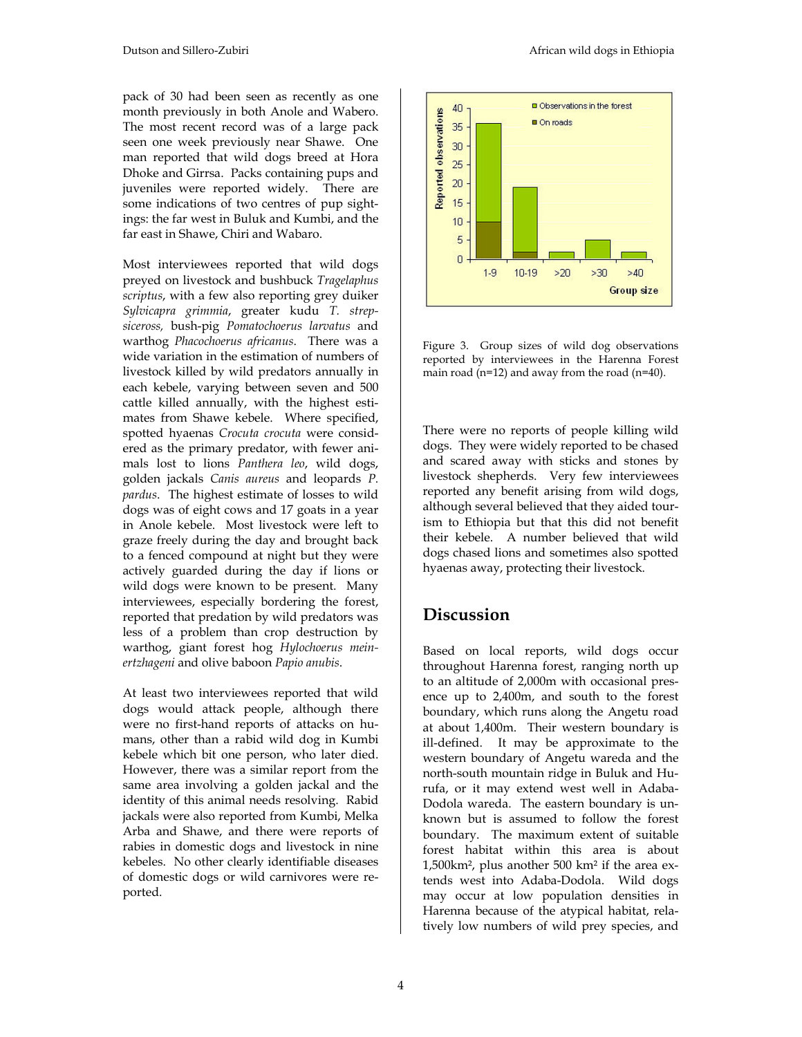pack of 30 had been seen as recently as one month previously in both Anole and Wabero. The most recent record was of a large pack seen one week previously near Shawe. One man reported that wild dogs breed at Hora Dhoke and Girrsa. Packs containing pups and juveniles were reported widely. There are some indications of two centres of pup sightings: the far west in Buluk and Kumbi, and the far east in Shawe, Chiri and Wabaro.

Most interviewees reported that wild dogs preyed on livestock and bushbuck *Tragelaphus scriptus*, with a few also reporting grey duiker *Sylvicapra grimmia*, greater kudu *T. strepsiceross,* bush-pig *Pomatochoerus larvatus* and warthog *Phacochoerus africanus*. There was a wide variation in the estimation of numbers of livestock killed by wild predators annually in each kebele, varying between seven and 500 cattle killed annually, with the highest estimates from Shawe kebele. Where specified, spotted hyaenas *Crocuta crocuta* were considered as the primary predator, with fewer animals lost to lions *Panthera leo*, wild dogs, golden jackals *Canis aureus* and leopards *P. pardus*. The highest estimate of losses to wild dogs was of eight cows and 17 goats in a year in Anole kebele. Most livestock were left to graze freely during the day and brought back to a fenced compound at night but they were actively guarded during the day if lions or wild dogs were known to be present. Many interviewees, especially bordering the forest, reported that predation by wild predators was less of a problem than crop destruction by warthog, giant forest hog *Hylochoerus meinertzhageni* and olive baboon *Papio anubis*.

At least two interviewees reported that wild dogs would attack people, although there were no first-hand reports of attacks on humans, other than a rabid wild dog in Kumbi kebele which bit one person, who later died. However, there was a similar report from the same area involving a golden jackal and the identity of this animal needs resolving. Rabid jackals were also reported from Kumbi, Melka Arba and Shawe, and there were reports of rabies in domestic dogs and livestock in nine kebeles. No other clearly identifiable diseases of domestic dogs or wild carnivores were reported.

Observations in the forest
On roads
Reported observations
40
35
30
25
20
15
10
5
0
1-9
10-19
>20
>30
>40
Group size

Figure 3. Group sizes of wild dog observations reported by interviewees in the Harenna Forest main road (n=12) and away from the road (n=40).

There were no reports of people killing wild dogs. They were widely reported to be chased and scared away with sticks and stones by livestock shepherds. Very few interviewees reported any benefit arising from wild dogs, although several believed that they aided tourism to Ethiopia but that this did not benefit their kebele. A number believed that wild dogs chased lions and sometimes also spotted hyaenas away, protecting their livestock.

## Discussion

Based on local reports, wild dogs occur throughout Harenna forest, ranging north up to an altitude of 2,000m with occasional presence up to 2,400m, and south to the forest boundary, which runs along the Angetu road at about 1,400m. Their western boundary is ill-defined. It may be approximate to the western boundary of Angetu wareda and the north-south mountain ridge in Buluk and Hurufa, or it may extend west well in Adaba-Dodola wareda. The eastern boundary is unknown but is assumed to follow the forest boundary. The maximum extent of suitable forest habitat within this area is about 1,500km², plus another 500 km² if the area extends west into Adaba-Dodola. Wild dogs may occur at low population densities in Harenna because of the atypical habitat, relatively low numbers of wild prey species, and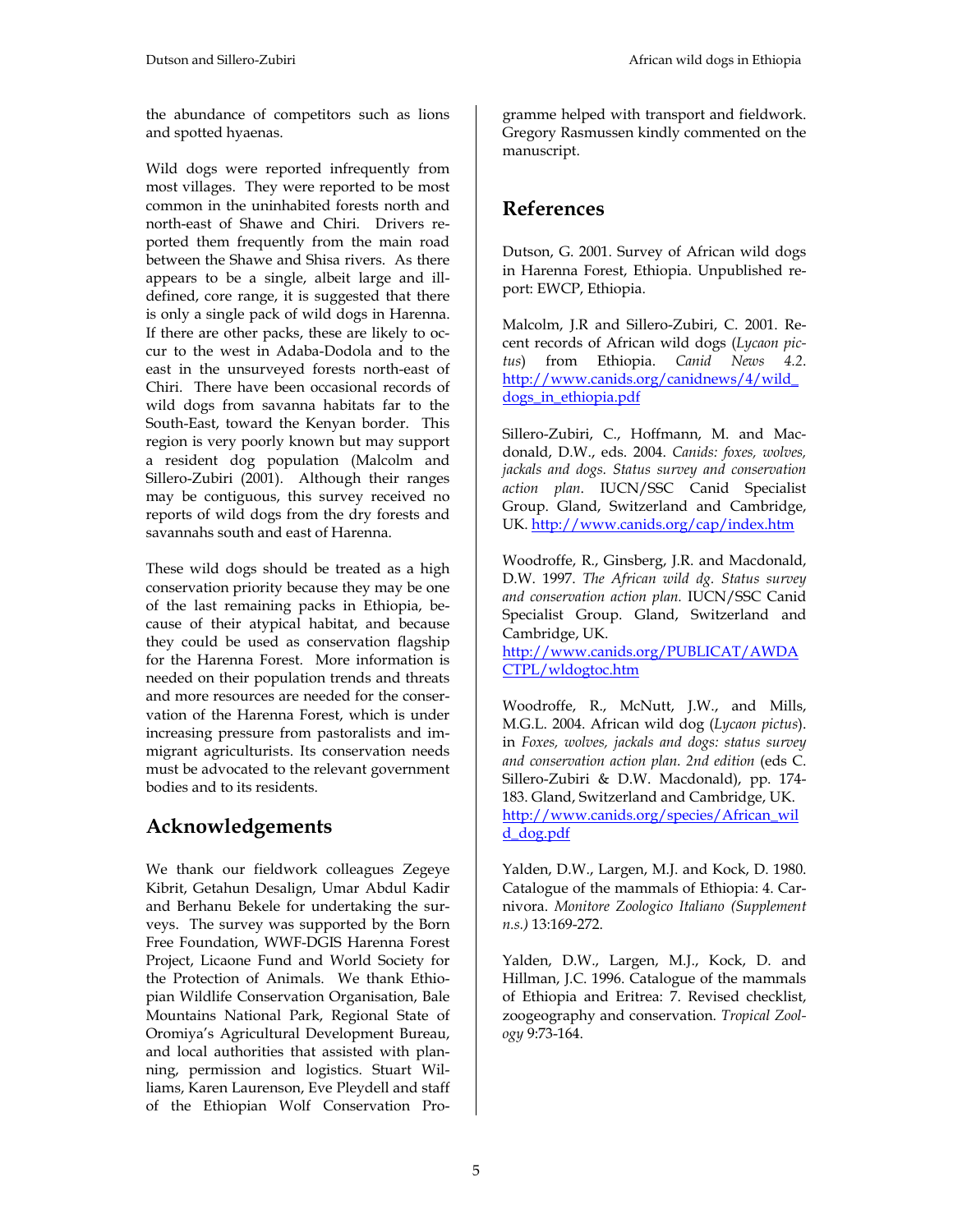the abundance of competitors such as lions and spotted hyaenas.

Wild dogs were reported infrequently from most villages. They were reported to be most common in the uninhabited forests north and north-east of Shawe and Chiri. Drivers reported them frequently from the main road between the Shawe and Shisa rivers. As there appears to be a single, albeit large and ill-defined, core range, it is suggested that there is only a single pack of wild dogs in Harenna. If there are other packs, these are likely to occur to the west in Adaba-Dodola and to the east in the unsurveyed forests north-east of Chiri. There have been occasional records of wild dogs from savanna habitats far to the South-East, toward the Kenyan border. This region is very poorly known but may support a resident dog population (Malcolm and Sillero-Zubiri (2001). Although their ranges may be contiguous, this survey received no reports of wild dogs from the dry forests and savannahs south and east of Harenna.

These wild dogs should be treated as a high conservation priority because they may be one of the last remaining packs in Ethiopia, because of their atypical habitat, and because they could be used as conservation flagship for the Harenna Forest. More information is needed on their population trends and threats and more resources are needed for the conservation of the Harenna Forest, which is under increasing pressure from pastoralists and immigrant agriculturists. Its conservation needs must be advocated to the relevant government bodies and to its residents.

## Acknowledgements

We thank our fieldwork colleagues Zegeye Kibrit, Getahun Desalign, Umar Abdul Kadir and Berhanu Bekele for undertaking the surveys. The survey was supported by the Born Free Foundation, WWF-DGIS Harenna Forest Project, Licaone Fund and World Society for the Protection of Animals. We thank Ethiopian Wildlife Conservation Organisation, Bale Mountains National Park, Regional State of Oromiya's Agricultural Development Bureau, and local authorities that assisted with planning, permission and logistics. Stuart Williams, Karen Laurenson, Eve Pleydell and staff of the Ethiopian Wolf Conservation Programme helped with transport and fieldwork. Gregory Rasmussen kindly commented on the manuscript.

## References

Dutson, G. 2001. Survey of African wild dogs in Harenna Forest, Ethiopia. Unpublished report: EWCP, Ethiopia.

Malcolm, J.R and Sillero-Zubiri, C. 2001. Recent records of African wild dogs (*Lycaon pictus*) from Ethiopia. *Canid News 4.2*. http://www.canids.org/canidnews/4/wild_dogs_in_ethiopia.pdf

Sillero-Zubiri, C., Hoffmann, M. and Macdonald, D.W., eds. 2004. *Canids: foxes, wolves, jackals and dogs. Status survey and conservation action plan*. IUCN/SSC Canid Specialist Group. Gland, Switzerland and Cambridge, UK. http://www.canids.org/cap/index.htm

Woodroffe, R., Ginsberg, J.R. and Macdonald, D.W. 1997. *The African wild dg. Status survey and conservation action plan.* IUCN/SSC Canid Specialist Group. Gland, Switzerland and Cambridge, UK. http://www.canids.org/PUBLICAT/AWDACTPL/wldogtoc.htm

Woodroffe, R., McNutt, J.W., and Mills, M.G.L. 2004. African wild dog (*Lycaon pictus*). in *Foxes, wolves, jackals and dogs: status survey and conservation action plan. 2nd edition* (eds C. Sillero-Zubiri & D.W. Macdonald), pp. 174-183. Gland, Switzerland and Cambridge, UK. http://www.canids.org/species/African_wild_dog.pdf

Yalden, D.W., Largen, M.J. and Kock, D. 1980. Catalogue of the mammals of Ethiopia: 4. Carnivora. *Monitore Zoologico Italiano (Supplement n.s.)* 13:169-272.

Yalden, D.W., Largen, M.J., Kock, D. and Hillman, J.C. 1996. Catalogue of the mammals of Ethiopia and Eritrea: 7. Revised checklist, zoogeography and conservation. *Tropical Zoology* 9:73-164.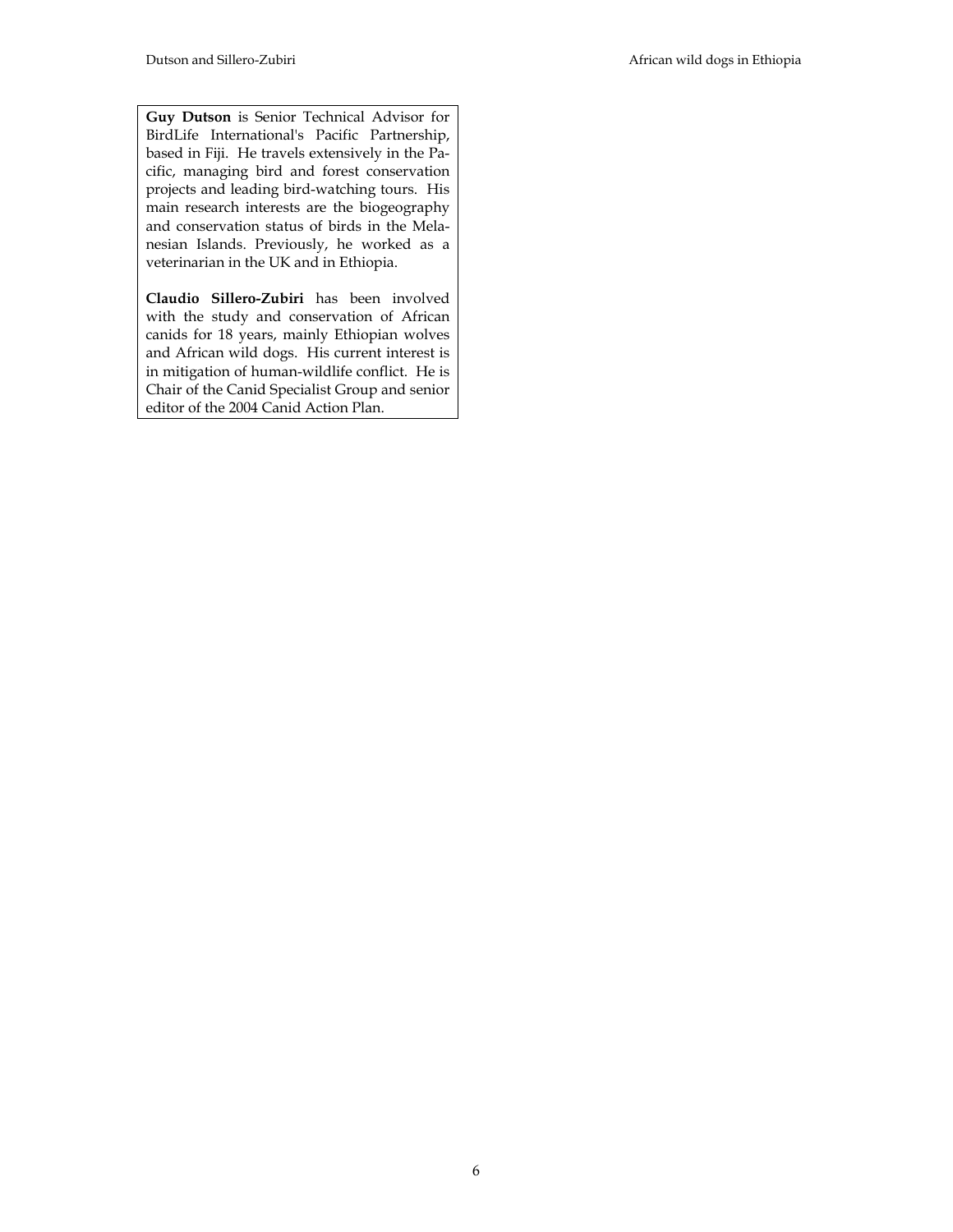**Guy Dutson** is Senior Technical Advisor for BirdLife International's Pacific Partnership, based in Fiji. He travels extensively in the Pacific, managing bird and forest conservation projects and leading bird-watching tours. His main research interests are the biogeography and conservation status of birds in the Melanesian Islands. Previously, he worked as a veterinarian in the UK and in Ethiopia.

**Claudio Sillero-Zubiri** has been involved with the study and conservation of African canids for 18 years, mainly Ethiopian wolves and African wild dogs. His current interest is in mitigation of human-wildlife conflict. He is Chair of the Canid Specialist Group and senior editor of the 2004 Canid Action Plan.